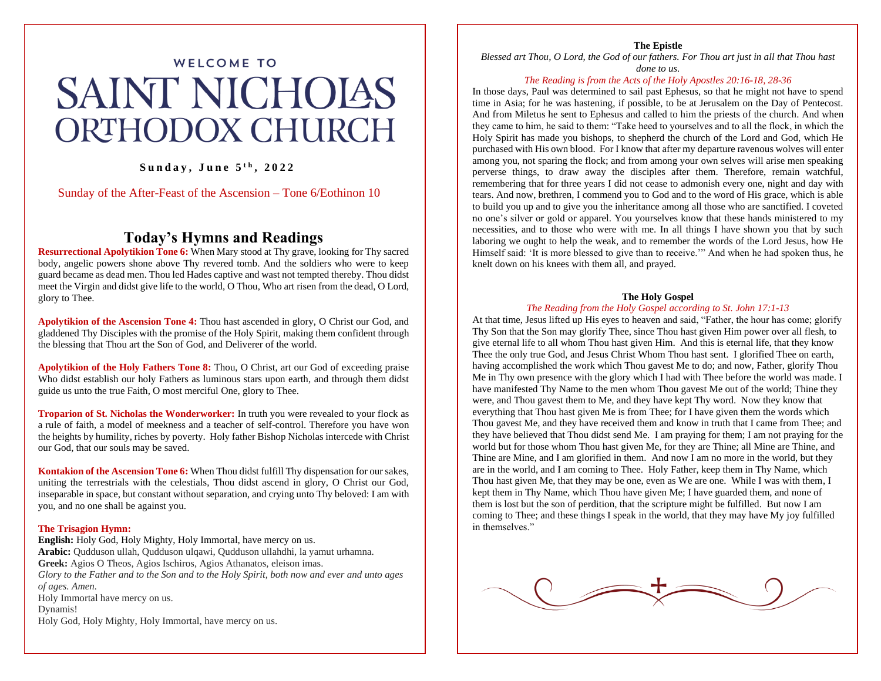WELCOME TO

# SAINT NICHOLAS ORTHODOX CHURCH

**Sunday, June 5th, 2022**

Sunday of the After-Feast of the Ascension – Tone 6/Eothinon 10

## Today's Hymns and Readings

**Resurrectional Apolytikion Tone 6:** When Mary stood at Thy grave, looking for Thy sacred body, angelic powers shone above Thy revered tomb. And the soldiers who were to keep guard became as dead men. Thou led Hades captive and wast not tempted thereby. Thou didst meet the Virgin and didst give life to the world, O Thou, Who art risen from the dead, O Lord, glory to Thee.

**Apolytikion of the Ascension Tone 4:** Thou hast ascended in glory, O Christ our God, and gladdened Thy Disciples with the promise of the Holy Spirit, making them confident through the blessing that Thou art the Son of God, and Deliverer of the world.

**Apolytikion of the Holy Fathers Tone 8:** Thou, O Christ, art our God of exceeding praise Who didst establish our holy Fathers as luminous stars upon earth, and through them didst guide us unto the true Faith, O most merciful One, glory to Thee.

**Troparion of St. Nicholas the Wonderworker:** In truth you were revealed to your flock as a rule of faith, a model of meekness and a teacher of self-control. Therefore you have won the heights by humility, riches by poverty. Holy father Bishop Nicholas intercede with Christ our God, that our souls may be saved.

**Kontakion of the Ascension Tone 6:** When Thou didst fulfill Thy dispensation for our sakes, uniting the terrestrials with the celestials, Thou didst ascend in glory, O Christ our God, inseparable in space, but constant without separation, and crying unto Thy beloved: I am with you, and no one shall be against you.

**The Trisagion Hymn:**

**English:** Holy God, Holy Mighty, Holy Immortal, have mercy on us.
**Arabic:** Qudduson ullah, Qudduson ulqawi, Qudduson ullahdhi, la yamut urhamna.
**Greek:** Agios O Theos, Agios Ischiros, Agios Athanatos, eleison imas.
*Glory to the Father and to the Son and to the Holy Spirit, both now and ever and unto ages of ages. Amen.*
Holy Immortal have mercy on us.
Dynamis!
Holy God, Holy Mighty, Holy Immortal, have mercy on us.

### The Epistle

*Blessed art Thou, O Lord, the God of our fathers. For Thou art just in all that Thou hast done to us.*

*The Reading is from the Acts of the Holy Apostles 20:16-18, 28-36*

In those days, Paul was determined to sail past Ephesus, so that he might not have to spend time in Asia; for he was hastening, if possible, to be at Jerusalem on the Day of Pentecost. And from Miletus he sent to Ephesus and called to him the priests of the church. And when they came to him, he said to them: "Take heed to yourselves and to all the flock, in which the Holy Spirit has made you bishops, to shepherd the church of the Lord and God, which He purchased with His own blood. For I know that after my departure ravenous wolves will enter among you, not sparing the flock; and from among your own selves will arise men speaking perverse things, to draw away the disciples after them. Therefore, remain watchful, remembering that for three years I did not cease to admonish every one, night and day with tears. And now, brethren, I commend you to God and to the word of His grace, which is able to build you up and to give you the inheritance among all those who are sanctified. I coveted no one's silver or gold or apparel. You yourselves know that these hands ministered to my necessities, and to those who were with me. In all things I have shown you that by such laboring we ought to help the weak, and to remember the words of the Lord Jesus, how He Himself said: 'It is more blessed to give than to receive.'" And when he had spoken thus, he knelt down on his knees with them all, and prayed.

### The Holy Gospel

*The Reading from the Holy Gospel according to St. John 17:1-13*

At that time, Jesus lifted up His eyes to heaven and said, "Father, the hour has come; glorify Thy Son that the Son may glorify Thee, since Thou hast given Him power over all flesh, to give eternal life to all whom Thou hast given Him. And this is eternal life, that they know Thee the only true God, and Jesus Christ Whom Thou hast sent. I glorified Thee on earth, having accomplished the work which Thou gavest Me to do; and now, Father, glorify Thou Me in Thy own presence with the glory which I had with Thee before the world was made. I have manifested Thy Name to the men whom Thou gavest Me out of the world; Thine they were, and Thou gavest them to Me, and they have kept Thy word. Now they know that everything that Thou hast given Me is from Thee; for I have given them the words which Thou gavest Me, and they have received them and know in truth that I came from Thee; and they have believed that Thou didst send Me. I am praying for them; I am not praying for the world but for those whom Thou hast given Me, for they are Thine; all Mine are Thine, and Thine are Mine, and I am glorified in them. And now I am no more in the world, but they are in the world, and I am coming to Thee. Holy Father, keep them in Thy Name, which Thou hast given Me, that they may be one, even as We are one. While I was with them, I kept them in Thy Name, which Thou have given Me; I have guarded them, and none of them is lost but the son of perdition, that the scripture might be fulfilled. But now I am coming to Thee; and these things I speak in the world, that they may have My joy fulfilled in themselves."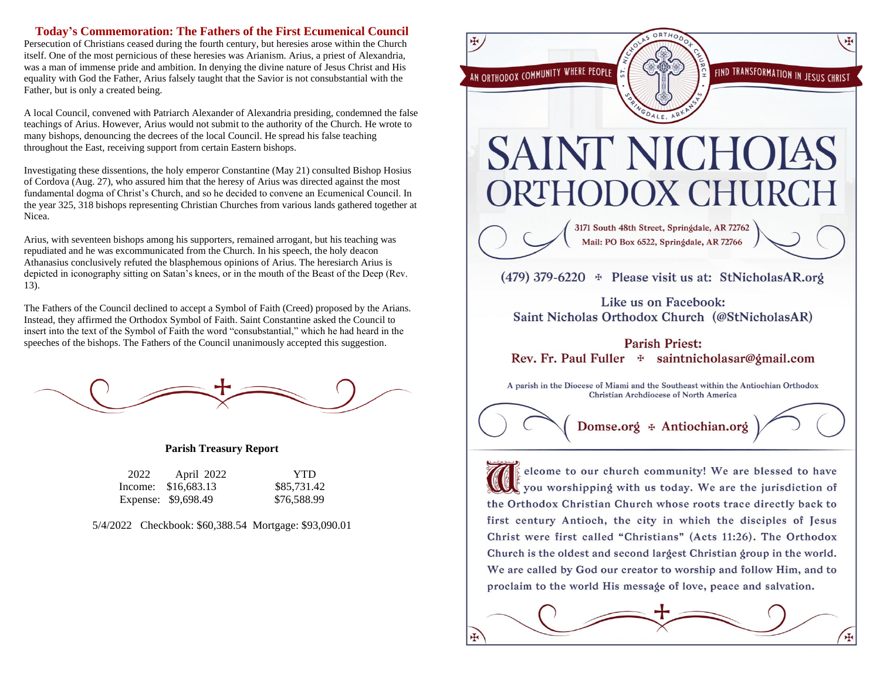## Today's Commemoration: The Fathers of the First Ecumenical Council

Persecution of Christians ceased during the fourth century, but heresies arose within the Church itself. One of the most pernicious of these heresies was Arianism. Arius, a priest of Alexandria, was a man of immense pride and ambition. In denying the divine nature of Jesus Christ and His equality with God the Father, Arius falsely taught that the Savior is not consubstantial with the Father, but is only a created being.

A local Council, convened with Patriarch Alexander of Alexandria presiding, condemned the false teachings of Arius. However, Arius would not submit to the authority of the Church. He wrote to many bishops, denouncing the decrees of the local Council. He spread his false teaching throughout the East, receiving support from certain Eastern bishops.

Investigating these dissentions, the holy emperor Constantine (May 21) consulted Bishop Hosius of Cordova (Aug. 27), who assured him that the heresy of Arius was directed against the most fundamental dogma of Christ's Church, and so he decided to convene an Ecumenical Council. In the year 325, 318 bishops representing Christian Churches from various lands gathered together at Nicea.

Arius, with seventeen bishops among his supporters, remained arrogant, but his teaching was repudiated and he was excommunicated from the Church. In his speech, the holy deacon Athanasius conclusively refuted the blasphemous opinions of Arius. The heresiarch Arius is depicted in iconography sitting on Satan's knees, or in the mouth of the Beast of the Deep (Rev. 13).

The Fathers of the Council declined to accept a Symbol of Faith (Creed) proposed by the Arians. Instead, they affirmed the Orthodox Symbol of Faith. Saint Constantine asked the Council to insert into the text of the Symbol of Faith the word "consubstantial," which he had heard in the speeches of the bishops. The Fathers of the Council unanimously accepted this suggestion.

**Parish Treasury Report**

| 2022 | April 2022 | YTD |
|---|---|---|
| Income: | $16,683.13 | $85,731.42 |
| Expense: | $9,698.49 | $76,588.99 |

5/4/2022 Checkbook: $60,388.54 Mortgage: $93,090.01

AN ORTHODOX COMMUNITY WHERE PEOPLE FIND TRANSFORMATION IN JESUS CHRIST

ST. NICHOLAS ORTHODOX CHURCH • SPRINGDALE, ARKANSAS

# SAINT NICHOLAS ORTHODOX CHURCH

3171 South 48th Street, Springdale, AR 72762
Mail: PO Box 6522, Springdale, AR 72766

(479) 379-6220 ✠ Please visit us at: StNicholasAR.org

Like us on Facebook:
Saint Nicholas Orthodox Church (@StNicholasAR)

Parish Priest:
Rev. Fr. Paul Fuller ✠ saintnicholasar@gmail.com

A parish in the Diocese of Miami and the Southeast within the Antiochian Orthodox Christian Archdiocese of North America

Domse.org ✠ Antiochian.org

Welcome to our church community! We are blessed to have you worshipping with us today. We are the jurisdiction of the Orthodox Christian Church whose roots trace directly back to first century Antioch, the city in which the disciples of Jesus Christ were first called "Christians" (Acts 11:26). The Orthodox Church is the oldest and second largest Christian group in the world. We are called by God our creator to worship and follow Him, and to proclaim to the world His message of love, peace and salvation.